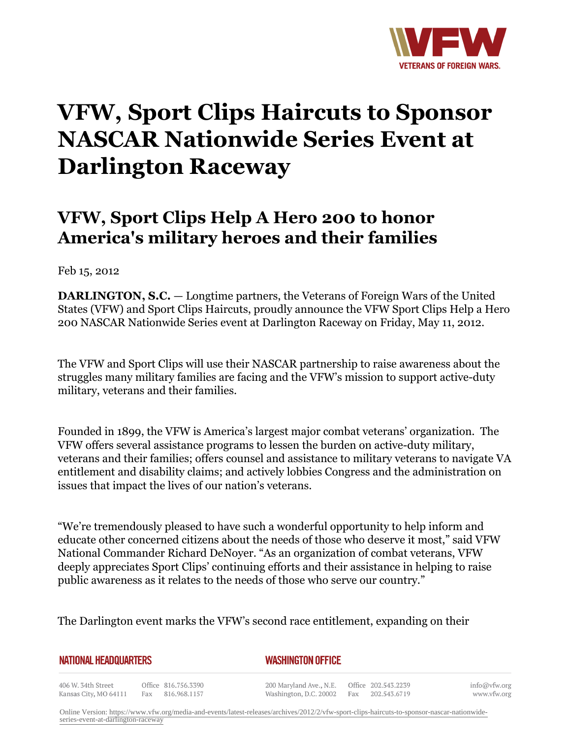# VFW, Sport Clips Haircuts to Sponsor NASCAR Nationwide Series Event at Darlington Raceway

## VFW, Sport Clips Help A Hero 200 to honor America's military heroes and their families

Feb 15, 2012

**DARLINGTON, S.C.** — Longtime partners, the Veterans of Foreign Wars of the United States (VFW) and Sport Clips Haircuts, proudly announce the VFW Sport Clips Help a Hero 200 NASCAR Nationwide Series event at Darlington Raceway on Friday, May 11, 2012.

The VFW and Sport Clips will use their NASCAR partnership to raise awareness about the struggles many military families are facing and the VFW's mission to support active-duty military, veterans and their families.

Founded in 1899, the VFW is America's largest major combat veterans' organization. The VFW offers several assistance programs to lessen the burden on active-duty military, veterans and their families; offers counsel and assistance to military veterans to navigate VA entitlement and disability claims; and actively lobbies Congress and the administration on issues that impact the lives of our nation's veterans.

"We're tremendously pleased to have such a wonderful opportunity to help inform and educate other concerned citizens about the needs of those who deserve it most," said VFW National Commander Richard DeNoyer. "As an organization of combat veterans, VFW deeply appreciates Sport Clips' continuing efforts and their assistance in helping to raise public awareness as it relates to the needs of those who serve our country."

The Darlington event marks the VFW's second race entitlement, expanding on their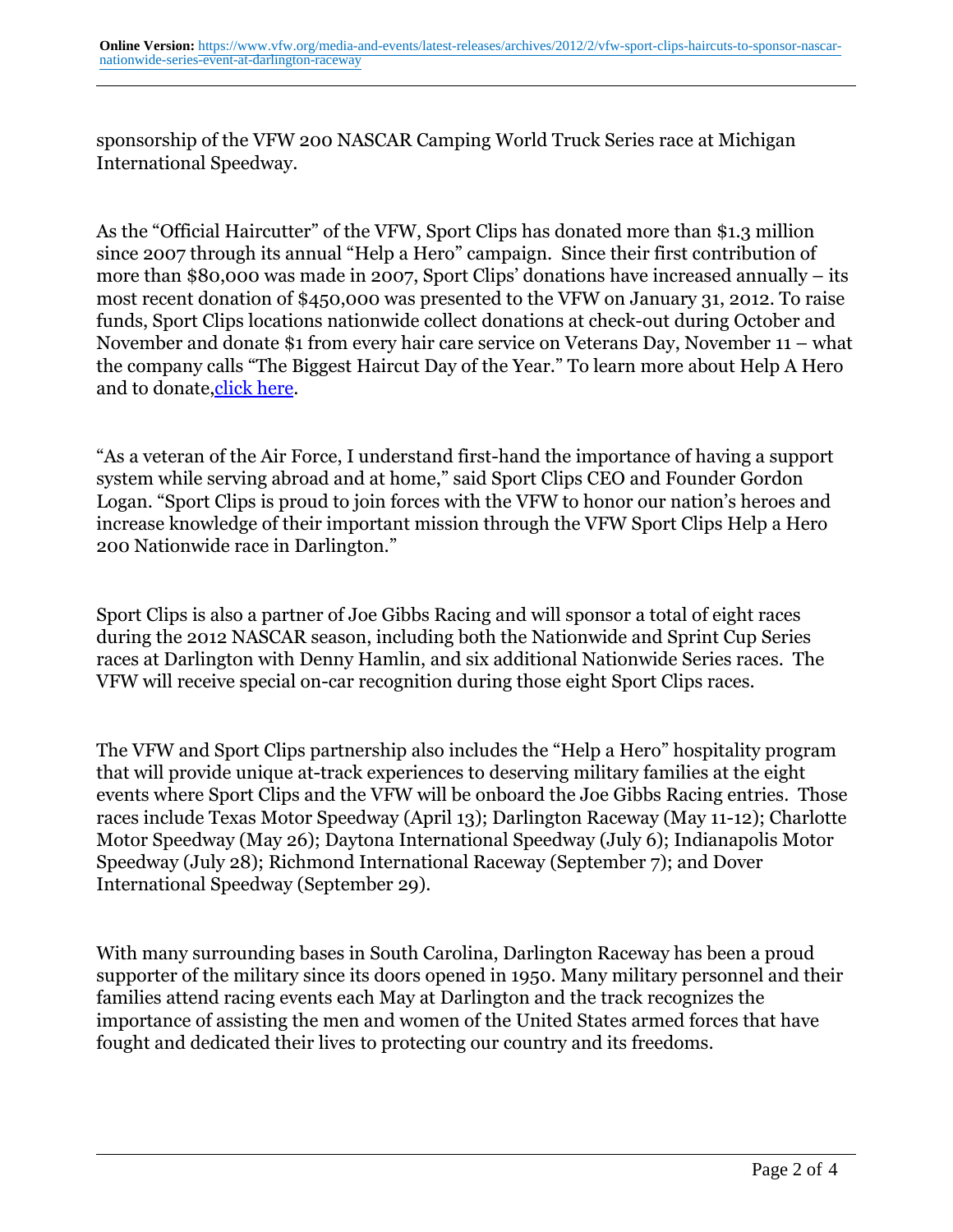sponsorship of the VFW 200 NASCAR Camping World Truck Series race at Michigan International Speedway.

As the “Official Haircutter” of the VFW, Sport Clips has donated more than $1.3 million since 2007 through its annual “Help a Hero” campaign. Since their first contribution of more than $80,000 was made in 2007, Sport Clips’ donations have increased annually – its most recent donation of $450,000 was presented to the VFW on January 31, 2012. To raise funds, Sport Clips locations nationwide collect donations at check-out during October and November and donate $1 from every hair care service on Veterans Day, November 11 – what the company calls “The Biggest Haircut Day of the Year.” To learn more about Help A Hero and to donate,[click here](#).

“As a veteran of the Air Force, I understand first-hand the importance of having a support system while serving abroad and at home,” said Sport Clips CEO and Founder Gordon Logan. “Sport Clips is proud to join forces with the VFW to honor our nation’s heroes and increase knowledge of their important mission through the VFW Sport Clips Help a Hero 200 Nationwide race in Darlington.”

Sport Clips is also a partner of Joe Gibbs Racing and will sponsor a total of eight races during the 2012 NASCAR season, including both the Nationwide and Sprint Cup Series races at Darlington with Denny Hamlin, and six additional Nationwide Series races. The VFW will receive special on-car recognition during those eight Sport Clips races.

The VFW and Sport Clips partnership also includes the “Help a Hero” hospitality program that will provide unique at-track experiences to deserving military families at the eight events where Sport Clips and the VFW will be onboard the Joe Gibbs Racing entries. Those races include Texas Motor Speedway (April 13); Darlington Raceway (May 11-12); Charlotte Motor Speedway (May 26); Daytona International Speedway (July 6); Indianapolis Motor Speedway (July 28); Richmond International Raceway (September 7); and Dover International Speedway (September 29).

With many surrounding bases in South Carolina, Darlington Raceway has been a proud supporter of the military since its doors opened in 1950. Many military personnel and their families attend racing events each May at Darlington and the track recognizes the importance of assisting the men and women of the United States armed forces that have fought and dedicated their lives to protecting our country and its freedoms.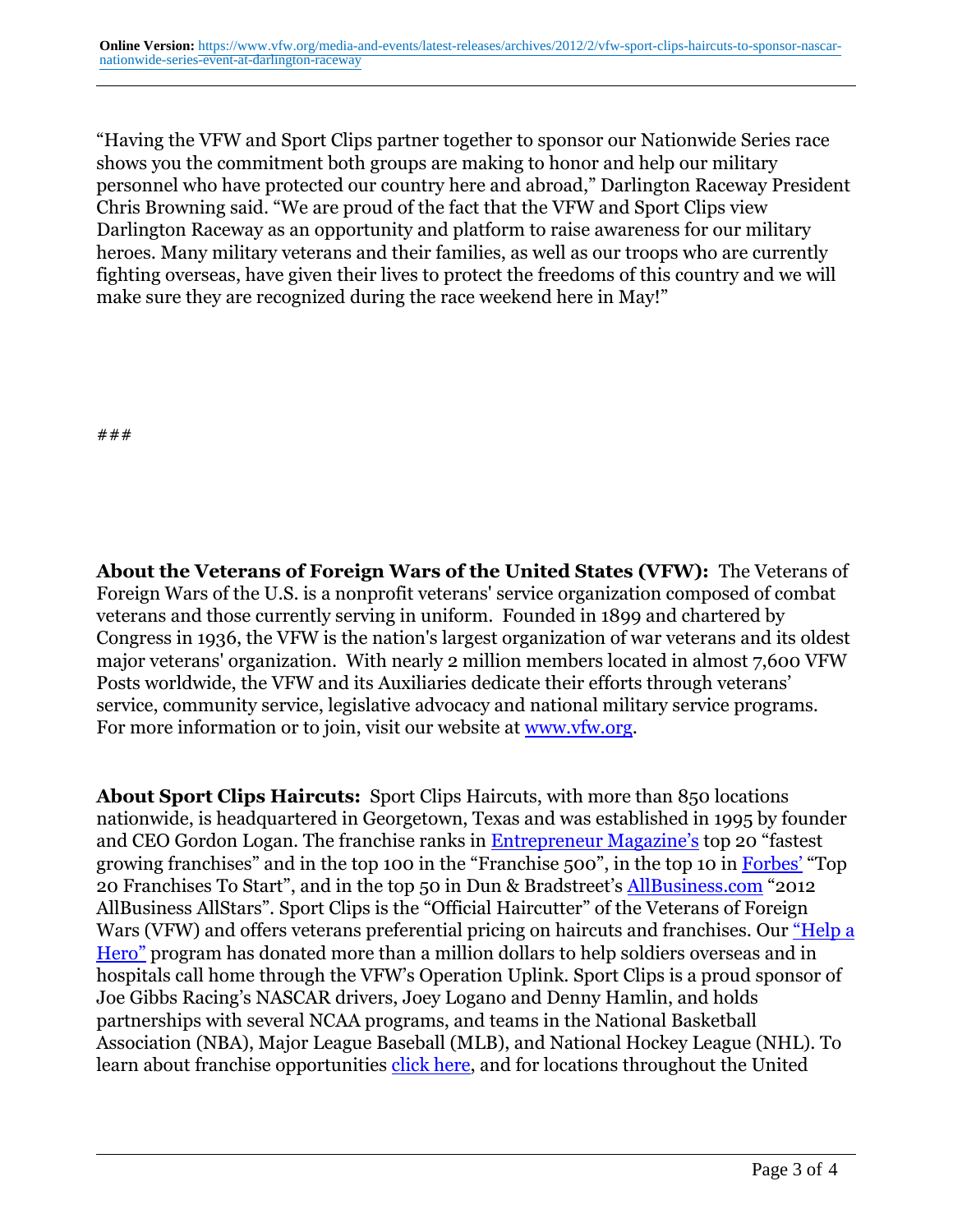"Having the VFW and Sport Clips partner together to sponsor our Nationwide Series race shows you the commitment both groups are making to honor and help our military personnel who have protected our country here and abroad," Darlington Raceway President Chris Browning said. "We are proud of the fact that the VFW and Sport Clips view Darlington Raceway as an opportunity and platform to raise awareness for our military heroes. Many military veterans and their families, as well as our troops who are currently fighting overseas, have given their lives to protect the freedoms of this country and we will make sure they are recognized during the race weekend here in May!"

###

**About the Veterans of Foreign Wars of the United States (VFW):** The Veterans of Foreign Wars of the U.S. is a nonprofit veterans' service organization composed of combat veterans and those currently serving in uniform. Founded in 1899 and chartered by Congress in 1936, the VFW is the nation's largest organization of war veterans and its oldest major veterans' organization. With nearly 2 million members located in almost 7,600 VFW Posts worldwide, the VFW and its Auxiliaries dedicate their efforts through veterans' service, community service, legislative advocacy and national military service programs. For more information or to join, visit our website at [www.vfw.org](www.vfw.org).

**About Sport Clips Haircuts:** Sport Clips Haircuts, with more than 850 locations nationwide, is headquartered in Georgetown, Texas and was established in 1995 by founder and CEO Gordon Logan. The franchise ranks in Entrepreneur Magazine's top 20 "fastest growing franchises" and in the top 100 in the "Franchise 500", in the top 10 in Forbes' "Top 20 Franchises To Start", and in the top 50 in Dun & Bradstreet's AllBusiness.com "2012 AllBusiness AllStars". Sport Clips is the "Official Haircutter" of the Veterans of Foreign Wars (VFW) and offers veterans preferential pricing on haircuts and franchises. Our "Help a Hero" program has donated more than a million dollars to help soldiers overseas and in hospitals call home through the VFW's Operation Uplink. Sport Clips is a proud sponsor of Joe Gibbs Racing's NASCAR drivers, Joey Logano and Denny Hamlin, and holds partnerships with several NCAA programs, and teams in the National Basketball Association (NBA), Major League Baseball (MLB), and National Hockey League (NHL). To learn about franchise opportunities click here, and for locations throughout the United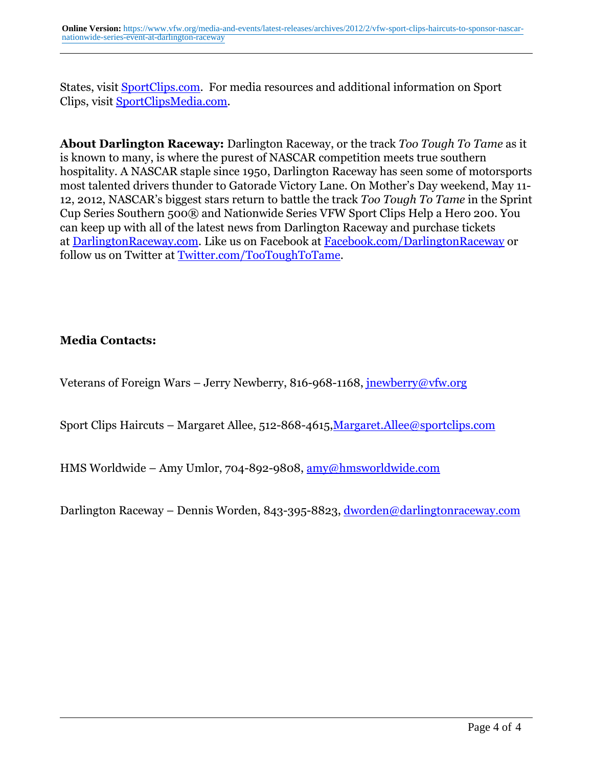States, visit [SportClips.com](https://SportClips.com). For media resources and additional information on Sport Clips, visit [SportClipsMedia.com](https://SportClipsMedia.com).

**About Darlington Raceway:** Darlington Raceway, or the track *Too Tough To Tame* as it is known to many, is where the purest of NASCAR competition meets true southern hospitality. A NASCAR staple since 1950, Darlington Raceway has seen some of motorsports most talented drivers thunder to Gatorade Victory Lane. On Mother's Day weekend, May 11-12, 2012, NASCAR's biggest stars return to battle the track *Too Tough To Tame* in the Sprint Cup Series Southern 500® and Nationwide Series VFW Sport Clips Help a Hero 200. You can keep up with all of the latest news from Darlington Raceway and purchase tickets at [DarlingtonRaceway.com](https://DarlingtonRaceway.com). Like us on Facebook at [Facebook.com/DarlingtonRaceway](https://Facebook.com/DarlingtonRaceway) or follow us on Twitter at [Twitter.com/TooToughToTame](https://Twitter.com/TooToughToTame).

**Media Contacts:**

Veterans of Foreign Wars – Jerry Newberry, 816-968-1168, jnewberry@vfw.org

Sport Clips Haircuts – Margaret Allee, 512-868-4615, Margaret.Allee@sportclips.com

HMS Worldwide – Amy Umlor, 704-892-9808, amy@hmsworldwide.com

Darlington Raceway – Dennis Worden, 843-395-8823, dworden@darlingtonraceway.com